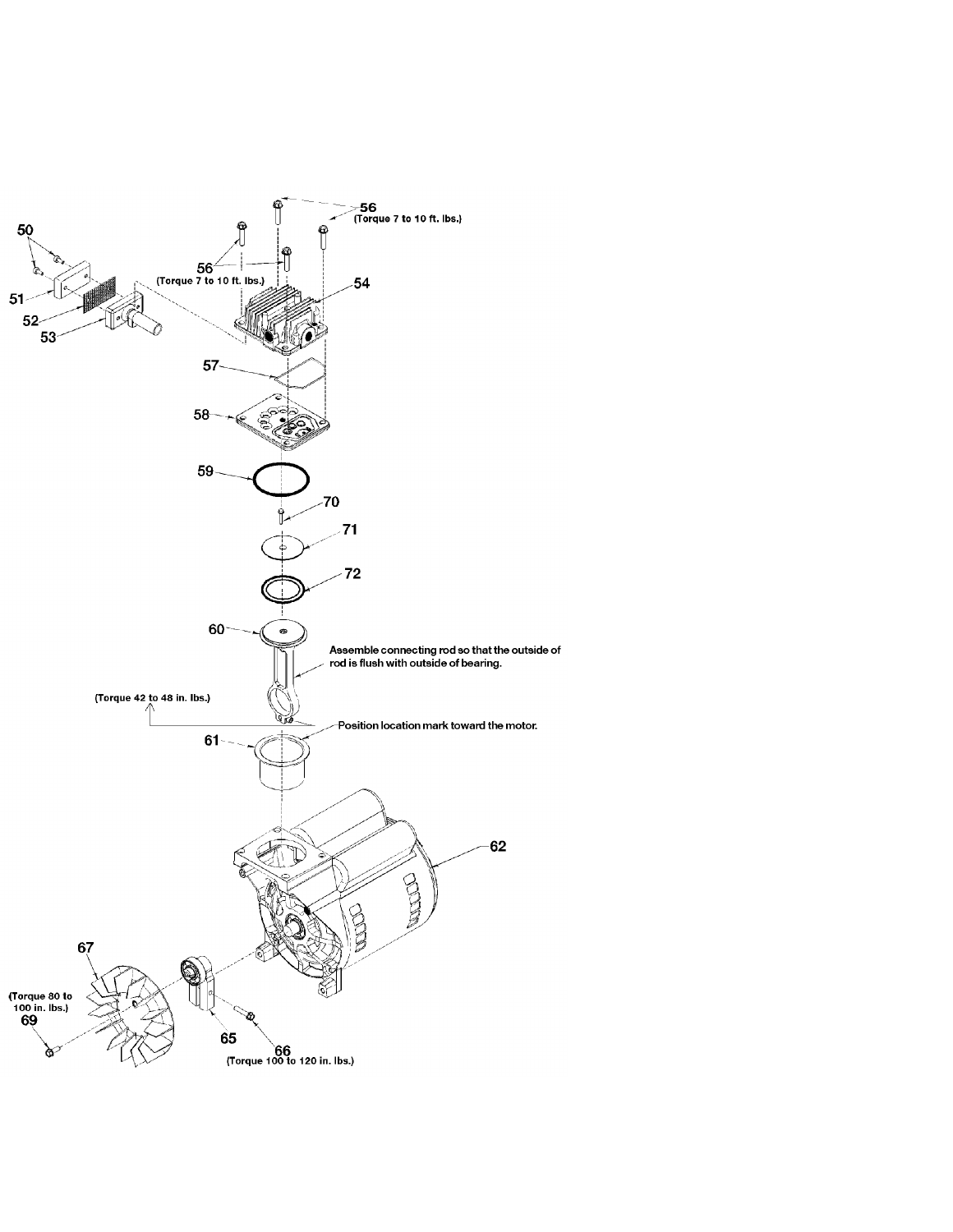50

51

52

53

56

(Torque 7 to 10 ft. lbs.)

56

(Torque 7 to 10 ft. lbs.)

54

57

58

59

70

71

72

60

Assemble connecting rod so that the outside of rod is flush with outside of bearing.

(Torque 42 to 48 in. lbs.)

Position location mark toward the motor.

61

62

67

(Torque 80 to 100 in. lbs.)

69

65

66

(Torque 100 to 120 in. lbs.)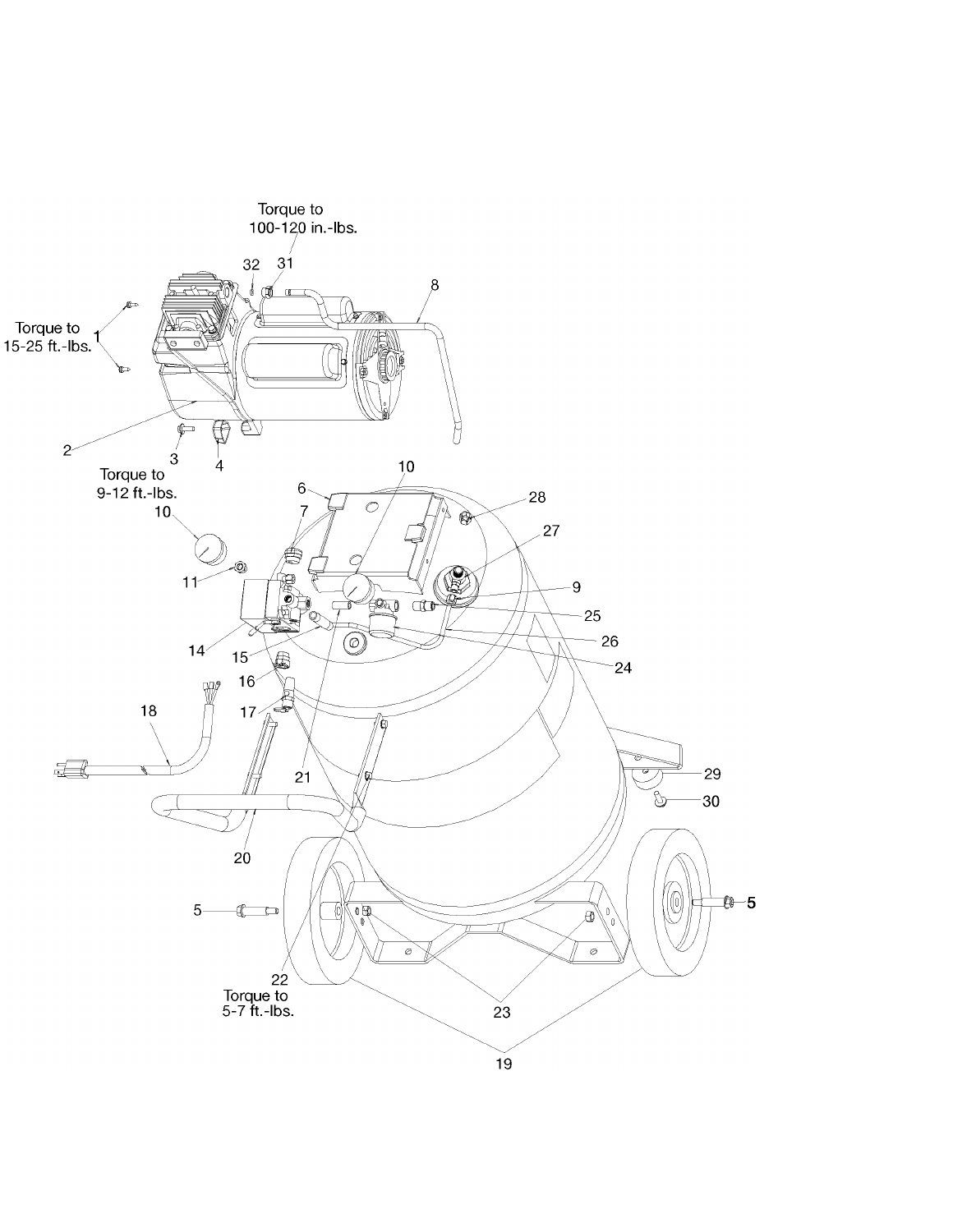Torque to
100-120 in.-lbs.

Torque to
15-25 ft.-lbs.

Torque to
9-12 ft.-lbs.

Torque to
5-7 ft.-lbs.

1 2 3 4 5 6 7 8 9 10 11 14 15 16 17 18 19 20 21 22 23 24 25 26 27 28 29 30 31 32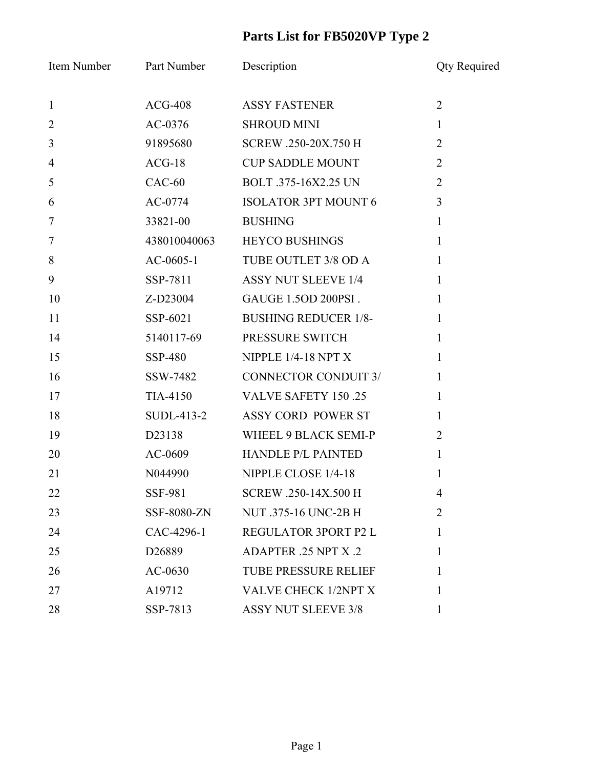# Parts List for FB5020VP Type 2

| Item Number | Part Number | Description | Qty Required |
| --- | --- | --- | --- |
| 1 | ACG-408 | ASSY FASTENER | 2 |
| 2 | AC-0376 | SHROUD MINI | 1 |
| 3 | 91895680 | SCREW .250-20X.750 H | 2 |
| 4 | ACG-18 | CUP SADDLE MOUNT | 2 |
| 5 | CAC-60 | BOLT .375-16X2.25 UN | 2 |
| 6 | AC-0774 | ISOLATOR 3PT MOUNT 6 | 3 |
| 7 | 33821-00 | BUSHING | 1 |
| 7 | 438010040063 | HEYCO BUSHINGS | 1 |
| 8 | AC-0605-1 | TUBE OUTLET 3/8 OD A | 1 |
| 9 | SSP-7811 | ASSY NUT SLEEVE 1/4 | 1 |
| 10 | Z-D23004 | GAUGE 1.5OD 200PSI . | 1 |
| 11 | SSP-6021 | BUSHING REDUCER 1/8- | 1 |
| 14 | 5140117-69 | PRESSURE SWITCH | 1 |
| 15 | SSP-480 | NIPPLE 1/4-18 NPT X | 1 |
| 16 | SSW-7482 | CONNECTOR CONDUIT 3/ | 1 |
| 17 | TIA-4150 | VALVE SAFETY 150 .25 | 1 |
| 18 | SUDL-413-2 | ASSY CORD POWER ST | 1 |
| 19 | D23138 | WHEEL 9 BLACK SEMI-P | 2 |
| 20 | AC-0609 | HANDLE P/L PAINTED | 1 |
| 21 | N044990 | NIPPLE CLOSE 1/4-18 | 1 |
| 22 | SSF-981 | SCREW .250-14X.500 H | 4 |
| 23 | SSF-8080-ZN | NUT .375-16 UNC-2B H | 2 |
| 24 | CAC-4296-1 | REGULATOR 3PORT P2 L | 1 |
| 25 | D26889 | ADAPTER .25 NPT X .2 | 1 |
| 26 | AC-0630 | TUBE PRESSURE RELIEF | 1 |
| 27 | A19712 | VALVE CHECK 1/2NPT X | 1 |
| 28 | SSP-7813 | ASSY NUT SLEEVE 3/8 | 1 |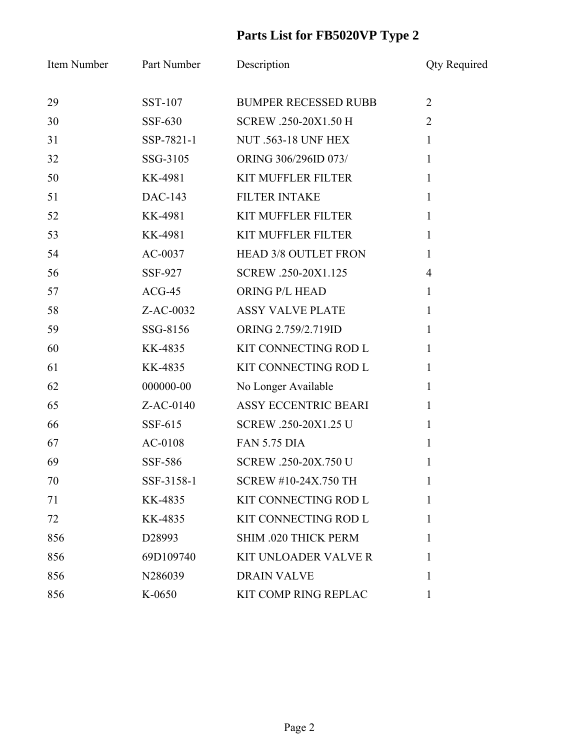# Parts List for FB5020VP Type 2

| Item Number | Part Number | Description | Qty Required |
|---|---|---|---|
| 29 | SST-107 | BUMPER RECESSED RUBB | 2 |
| 30 | SSF-630 | SCREW .250-20X1.50 H | 2 |
| 31 | SSP-7821-1 | NUT .563-18 UNF HEX | 1 |
| 32 | SSG-3105 | ORING 306/296ID 073/ | 1 |
| 50 | KK-4981 | KIT MUFFLER FILTER | 1 |
| 51 | DAC-143 | FILTER INTAKE | 1 |
| 52 | KK-4981 | KIT MUFFLER FILTER | 1 |
| 53 | KK-4981 | KIT MUFFLER FILTER | 1 |
| 54 | AC-0037 | HEAD 3/8 OUTLET FRON | 1 |
| 56 | SSF-927 | SCREW .250-20X1.125 | 4 |
| 57 | ACG-45 | ORING P/L HEAD | 1 |
| 58 | Z-AC-0032 | ASSY VALVE PLATE | 1 |
| 59 | SSG-8156 | ORING 2.759/2.719ID | 1 |
| 60 | KK-4835 | KIT CONNECTING ROD L | 1 |
| 61 | KK-4835 | KIT CONNECTING ROD L | 1 |
| 62 | 000000-00 | No Longer Available | 1 |
| 65 | Z-AC-0140 | ASSY ECCENTRIC BEARI | 1 |
| 66 | SSF-615 | SCREW .250-20X1.25 U | 1 |
| 67 | AC-0108 | FAN 5.75 DIA | 1 |
| 69 | SSF-586 | SCREW .250-20X.750 U | 1 |
| 70 | SSF-3158-1 | SCREW #10-24X.750 TH | 1 |
| 71 | KK-4835 | KIT CONNECTING ROD L | 1 |
| 72 | KK-4835 | KIT CONNECTING ROD L | 1 |
| 856 | D28993 | SHIM .020 THICK PERM | 1 |
| 856 | 69D109740 | KIT UNLOADER VALVE R | 1 |
| 856 | N286039 | DRAIN VALVE | 1 |
| 856 | K-0650 | KIT COMP RING REPLAC | 1 |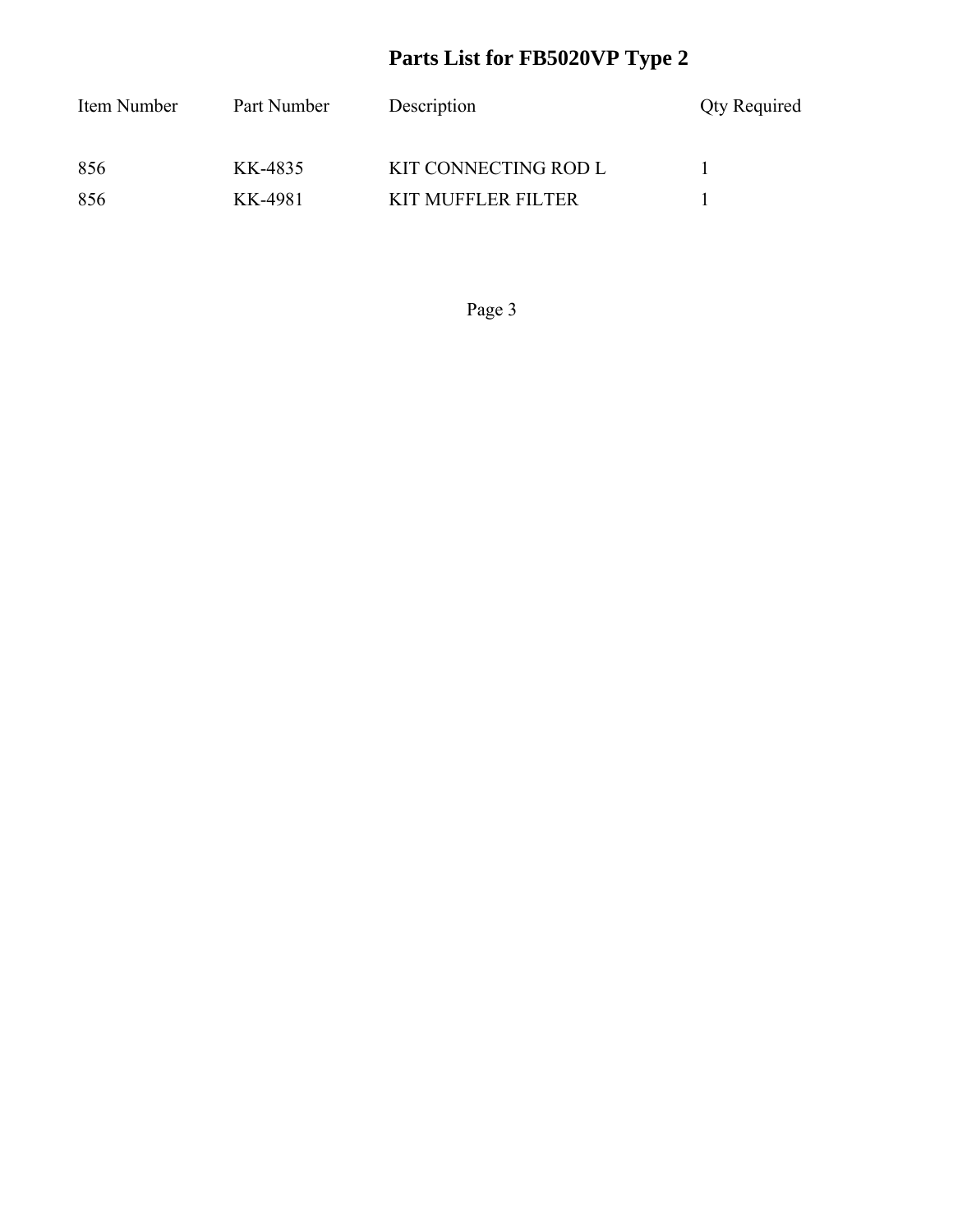# Parts List for FB5020VP Type 2

| Item Number | Part Number | Description | Qty Required |
|---|---|---|---|
| 856 | KK-4835 | KIT CONNECTING ROD L | 1 |
| 856 | KK-4981 | KIT MUFFLER FILTER | 1 |